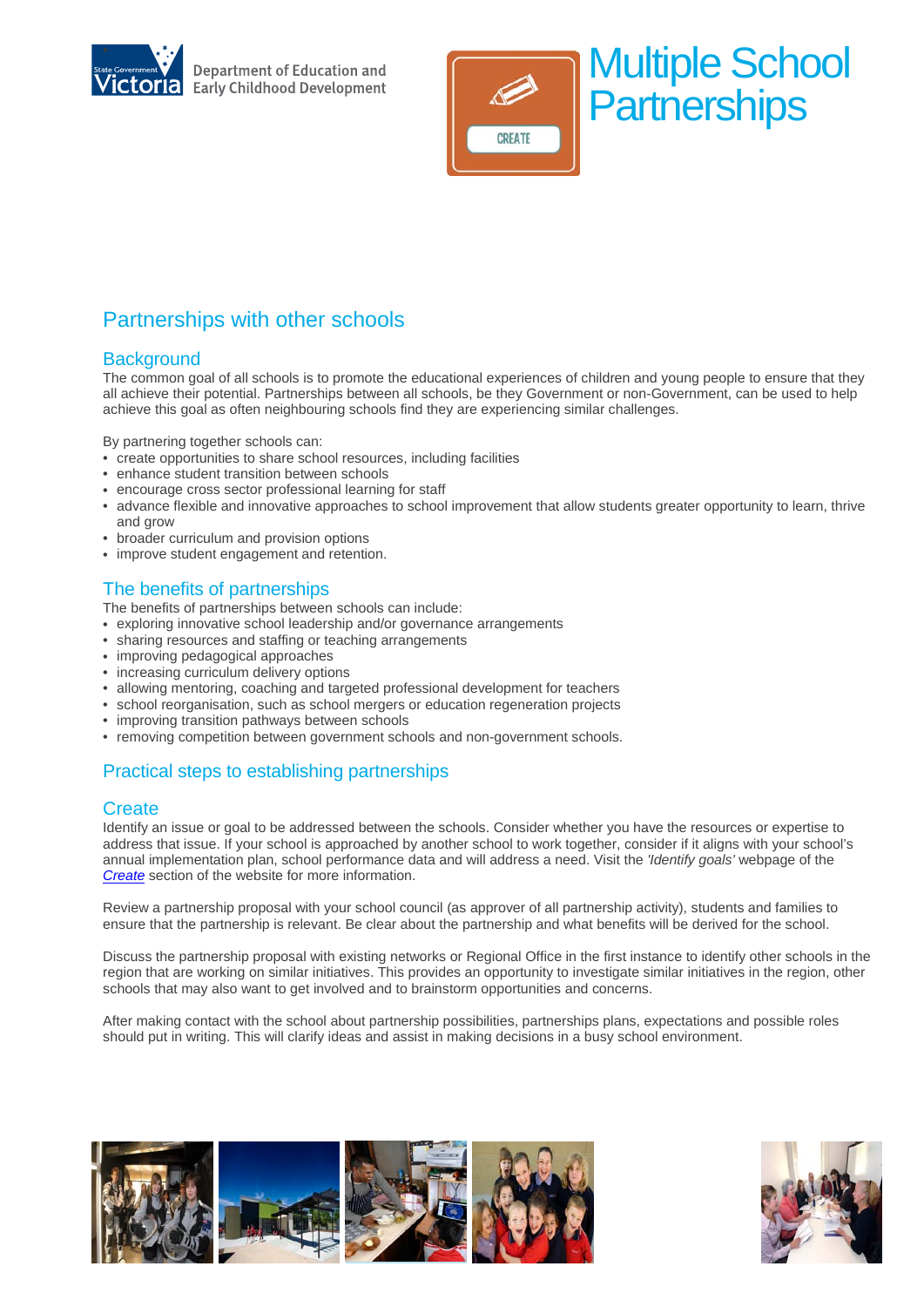Department of Education and Early Childhood Development

# Multiple School Partnerships

## Partnerships with other schools

### Background

The common goal of all schools is to promote the educational experiences of children and young people to ensure that they all achieve their potential. Partnerships between all schools, be they Government or non-Government, can be used to help achieve this goal as often neighbouring schools find they are experiencing similar challenges.

By partnering together schools can:

- create opportunities to share school resources, including facilities
- enhance student transition between schools
- encourage cross sector professional learning for staff
- advance flexible and innovative approaches to school improvement that allow students greater opportunity to learn, thrive and grow
- broader curriculum and provision options
- improve student engagement and retention.

### The benefits of partnerships

The benefits of partnerships between schools can include:

- exploring innovative school leadership and/or governance arrangements
- sharing resources and staffing or teaching arrangements
- improving pedagogical approaches
- increasing curriculum delivery options
- allowing mentoring, coaching and targeted professional development for teachers
- school reorganisation, such as school mergers or education regeneration projects
- improving transition pathways between schools
- removing competition between government schools and non-government schools.

## Practical steps to establishing partnerships

### Create

Identify an issue or goal to be addressed between the schools. Consider whether you have the resources or expertise to address that issue. If your school is approached by another school to work together, consider if it aligns with your school's annual implementation plan, school performance data and will address a need. Visit the *'Identify goals'* webpage of the *Create* section of the website for more information.

Review a partnership proposal with your school council (as approver of all partnership activity), students and families to ensure that the partnership is relevant. Be clear about the partnership and what benefits will be derived for the school.

Discuss the partnership proposal with existing networks or Regional Office in the first instance to identify other schools in the region that are working on similar initiatives. This provides an opportunity to investigate similar initiatives in the region, other schools that may also want to get involved and to brainstorm opportunities and concerns.

After making contact with the school about partnership possibilities, partnerships plans, expectations and possible roles should put in writing. This will clarify ideas and assist in making decisions in a busy school environment.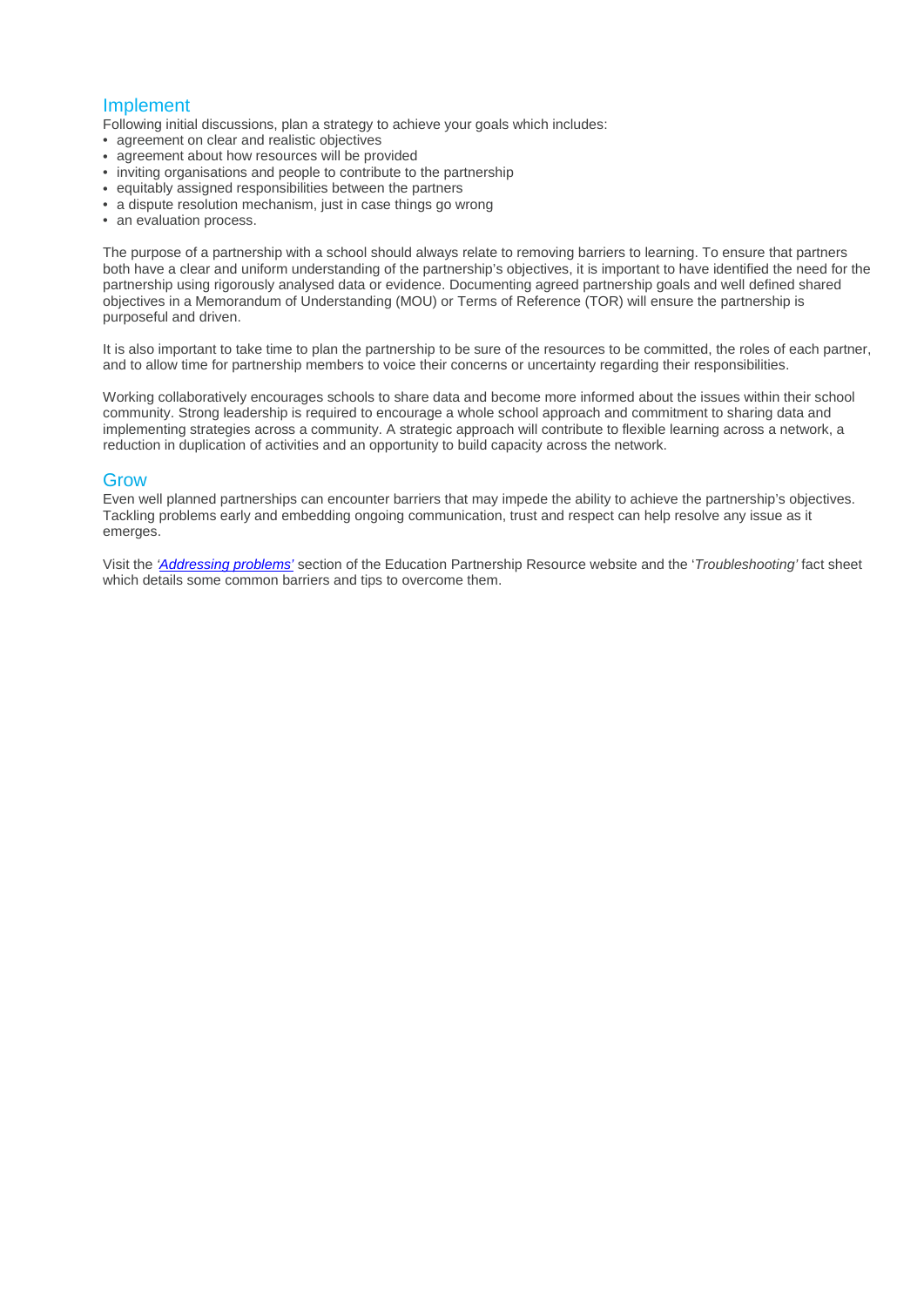## Implement

Following initial discussions, plan a strategy to achieve your goals which includes:

- agreement on clear and realistic objectives
- agreement about how resources will be provided
- inviting organisations and people to contribute to the partnership
- equitably assigned responsibilities between the partners
- a dispute resolution mechanism, just in case things go wrong
- an evaluation process.

The purpose of a partnership with a school should always relate to removing barriers to learning. To ensure that partners both have a clear and uniform understanding of the partnership's objectives, it is important to have identified the need for the partnership using rigorously analysed data or evidence. Documenting agreed partnership goals and well defined shared objectives in a Memorandum of Understanding (MOU) or Terms of Reference (TOR) will ensure the partnership is purposeful and driven.

It is also important to take time to plan the partnership to be sure of the resources to be committed, the roles of each partner, and to allow time for partnership members to voice their concerns or uncertainty regarding their responsibilities.

Working collaboratively encourages schools to share data and become more informed about the issues within their school community. Strong leadership is required to encourage a whole school approach and commitment to sharing data and implementing strategies across a community. A strategic approach will contribute to flexible learning across a network, a reduction in duplication of activities and an opportunity to build capacity across the network.

## Grow

Even well planned partnerships can encounter barriers that may impede the ability to achieve the partnership's objectives. Tackling problems early and embedding ongoing communication, trust and respect can help resolve any issue as it emerges.

Visit the *'Addressing problems'* section of the Education Partnership Resource website and the '*Troubleshooting'* fact sheet which details some common barriers and tips to overcome them.